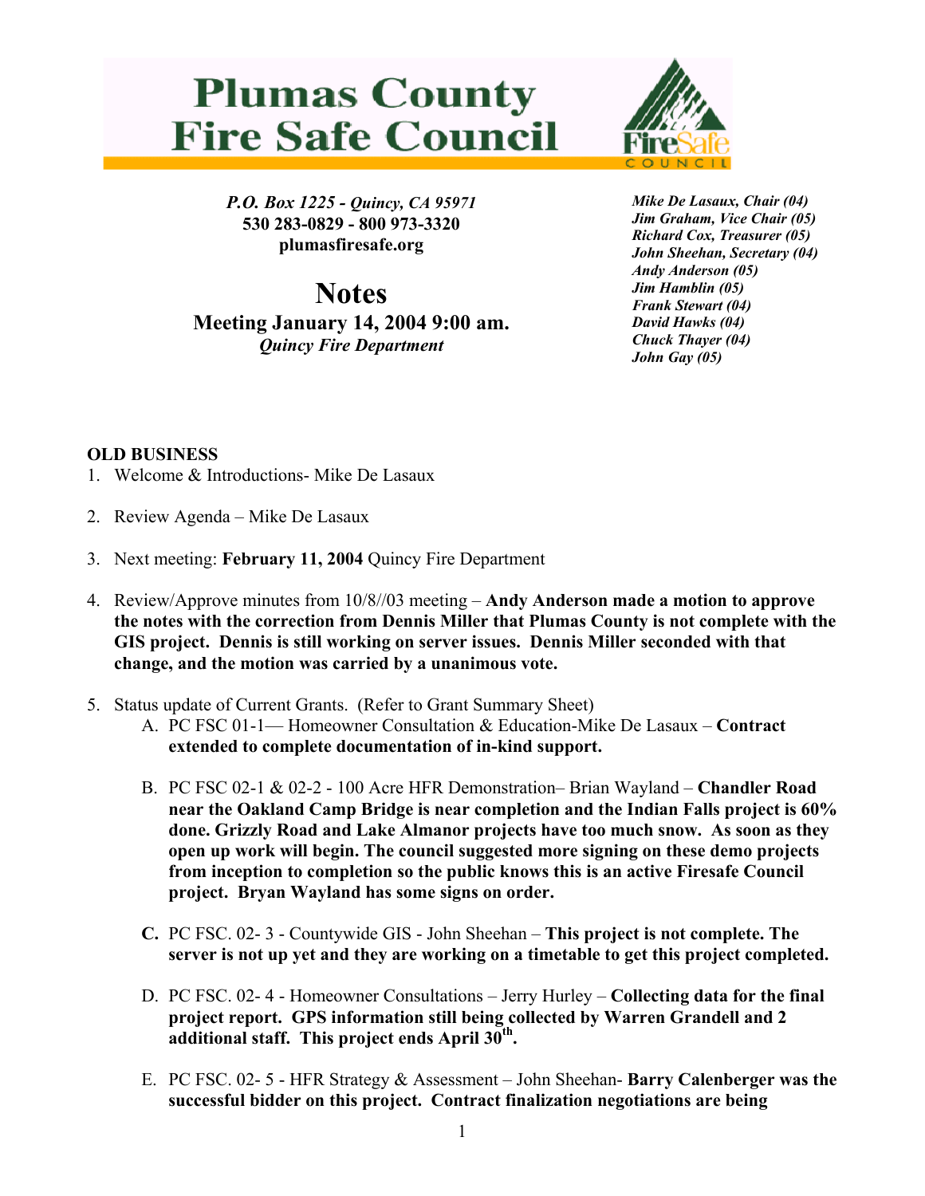# Plumas County Fire Safe Council

*P.O. Box 1225 - Quincy, CA 95971*
**530 283-0829 - 800 973-3320**
**plumasfiresafe.org**

***Mike De Lasaux, Chair (04)***
***Jim Graham, Vice Chair (05)***
***Richard Cox, Treasurer (05)***
***John Sheehan, Secretary (04)***
***Andy Anderson (05)***
***Jim Hamblin (05)***
***Frank Stewart (04)***
***David Hawks (04)***
***Chuck Thayer (04)***
***John Gay (05)***

## Notes

**Meeting January 14, 2004 9:00 am.**
*Quincy Fire Department*

**OLD BUSINESS**

1. Welcome & Introductions- Mike De Lasaux

2. Review Agenda – Mike De Lasaux

3. Next meeting: **February 11, 2004** Quincy Fire Department

4. Review/Approve minutes from 10/8//03 meeting – **Andy Anderson made a motion to approve the notes with the correction from Dennis Miller that Plumas County is not complete with the GIS project. Dennis is still working on server issues. Dennis Miller seconded with that change, and the motion was carried by a unanimous vote.**

5. Status update of Current Grants. (Refer to Grant Summary Sheet)
   A. PC FSC 01-1— Homeowner Consultation & Education-Mike De Lasaux – **Contract extended to complete documentation of in-kind support.**

   B. PC FSC 02-1 & 02-2 - 100 Acre HFR Demonstration– Brian Wayland – **Chandler Road near the Oakland Camp Bridge is near completion and the Indian Falls project is 60% done. Grizzly Road and Lake Almanor projects have too much snow. As soon as they open up work will begin. The council suggested more signing on these demo projects from inception to completion so the public knows this is an active Firesafe Council project. Bryan Wayland has some signs on order.**

   **C.** PC FSC. 02- 3 - Countywide GIS - John Sheehan – **This project is not complete. The server is not up yet and they are working on a timetable to get this project completed.**

   D. PC FSC. 02- 4 - Homeowner Consultations – Jerry Hurley – **Collecting data for the final project report. GPS information still being collected by Warren Grandell and 2 additional staff. This project ends April 30th.**

   E. PC FSC. 02- 5 - HFR Strategy & Assessment – John Sheehan- **Barry Calenberger was the successful bidder on this project. Contract finalization negotiations are being**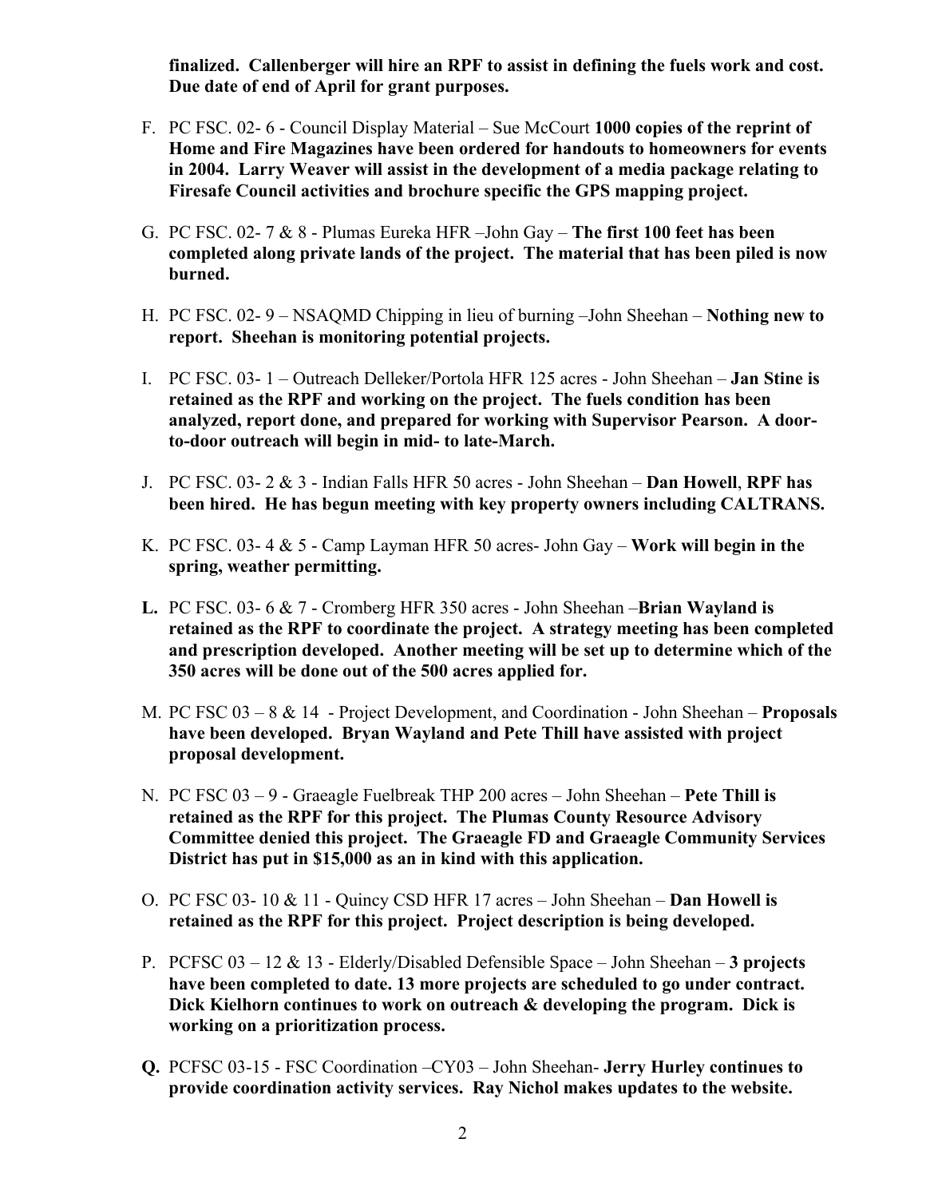**finalized. Callenberger will hire an RPF to assist in defining the fuels work and cost. Due date of end of April for grant purposes.**

F. PC FSC. 02- 6 - Council Display Material – Sue McCourt **1000 copies of the reprint of Home and Fire Magazines have been ordered for handouts to homeowners for events in 2004. Larry Weaver will assist in the development of a media package relating to Firesafe Council activities and brochure specific the GPS mapping project.**

G. PC FSC. 02- 7 & 8 - Plumas Eureka HFR –John Gay – **The first 100 feet has been completed along private lands of the project. The material that has been piled is now burned.**

H. PC FSC. 02- 9 – NSAQMD Chipping in lieu of burning –John Sheehan – **Nothing new to report. Sheehan is monitoring potential projects.**

I. PC FSC. 03- 1 – Outreach Delleker/Portola HFR 125 acres - John Sheehan – **Jan Stine is retained as the RPF and working on the project. The fuels condition has been analyzed, report done, and prepared for working with Supervisor Pearson. A door-to-door outreach will begin in mid- to late-March.**

J. PC FSC. 03- 2 & 3 - Indian Falls HFR 50 acres - John Sheehan – **Dan Howell**, **RPF has been hired. He has begun meeting with key property owners including CALTRANS.**

K. PC FSC. 03- 4 & 5 - Camp Layman HFR 50 acres- John Gay – **Work will begin in the spring, weather permitting.**

**L.** PC FSC. 03- 6 & 7 - Cromberg HFR 350 acres - John Sheehan –**Brian Wayland is retained as the RPF to coordinate the project. A strategy meeting has been completed and prescription developed. Another meeting will be set up to determine which of the 350 acres will be done out of the 500 acres applied for.**

M. PC FSC 03 – 8 & 14 - Project Development, and Coordination - John Sheehan – **Proposals have been developed. Bryan Wayland and Pete Thill have assisted with project proposal development.**

N. PC FSC 03 – 9 - Graeagle Fuelbreak THP 200 acres – John Sheehan – **Pete Thill is retained as the RPF for this project. The Plumas County Resource Advisory Committee denied this project. The Graeagle FD and Graeagle Community Services District has put in $15,000 as an in kind with this application.**

O. PC FSC 03- 10 & 11 - Quincy CSD HFR 17 acres – John Sheehan – **Dan Howell is retained as the RPF for this project. Project description is being developed.**

P. PCFSC 03 – 12 & 13 - Elderly/Disabled Defensible Space – John Sheehan – **3 projects have been completed to date. 13 more projects are scheduled to go under contract. Dick Kielhorn continues to work on outreach & developing the program. Dick is working on a prioritization process.**

**Q.** PCFSC 03-15 - FSC Coordination –CY03 – John Sheehan- **Jerry Hurley continues to provide coordination activity services. Ray Nichol makes updates to the website.**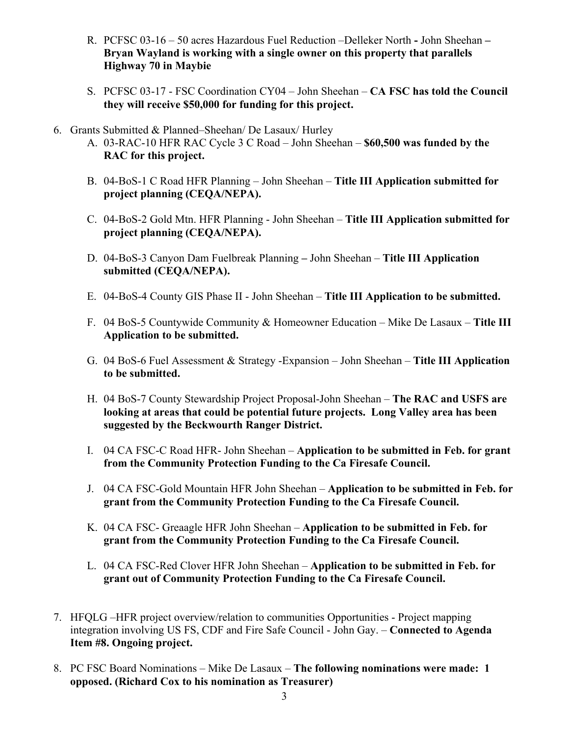R. PCFSC 03-16 – 50 acres Hazardous Fuel Reduction –Delleker North **-** John Sheehan **– Bryan Wayland is working with a single owner on this property that parallels Highway 70 in Maybie**

S. PCFSC 03-17 - FSC Coordination CY04 – John Sheehan – **CA FSC has told the Council they will receive $50,000 for funding for this project.**

6. Grants Submitted & Planned–Sheehan/ De Lasaux/ Hurley
   A. 03-RAC-10 HFR RAC Cycle 3 C Road – John Sheehan – **$60,500 was funded by the RAC for this project.**

   B. 04-BoS-1 C Road HFR Planning – John Sheehan – **Title III Application submitted for project planning (CEQA/NEPA).**

   C. 04-BoS-2 Gold Mtn. HFR Planning - John Sheehan – **Title III Application submitted for project planning (CEQA/NEPA).**

   D. 04-BoS-3 Canyon Dam Fuelbreak Planning **–** John Sheehan – **Title III Application submitted (CEQA/NEPA).**

   E. 04-BoS-4 County GIS Phase II - John Sheehan – **Title III Application to be submitted.**

   F. 04 BoS-5 Countywide Community & Homeowner Education – Mike De Lasaux – **Title III Application to be submitted.**

   G. 04 BoS-6 Fuel Assessment & Strategy -Expansion – John Sheehan – **Title III Application to be submitted.**

   H. 04 BoS-7 County Stewardship Project Proposal-John Sheehan – **The RAC and USFS are looking at areas that could be potential future projects. Long Valley area has been suggested by the Beckwourth Ranger District.**

   I. 04 CA FSC-C Road HFR- John Sheehan – **Application to be submitted in Feb. for grant from the Community Protection Funding to the Ca Firesafe Council.**

   J. 04 CA FSC-Gold Mountain HFR John Sheehan – **Application to be submitted in Feb. for grant from the Community Protection Funding to the Ca Firesafe Council.**

   K. 04 CA FSC- Greaagle HFR John Sheehan – **Application to be submitted in Feb. for grant from the Community Protection Funding to the Ca Firesafe Council.**

   L. 04 CA FSC-Red Clover HFR John Sheehan – **Application to be submitted in Feb. for grant out of Community Protection Funding to the Ca Firesafe Council.**

7. HFQLG –HFR project overview/relation to communities Opportunities - Project mapping integration involving US FS, CDF and Fire Safe Council - John Gay. – **Connected to Agenda Item #8. Ongoing project.**

8. PC FSC Board Nominations – Mike De Lasaux – **The following nominations were made: 1 opposed. (Richard Cox to his nomination as Treasurer)**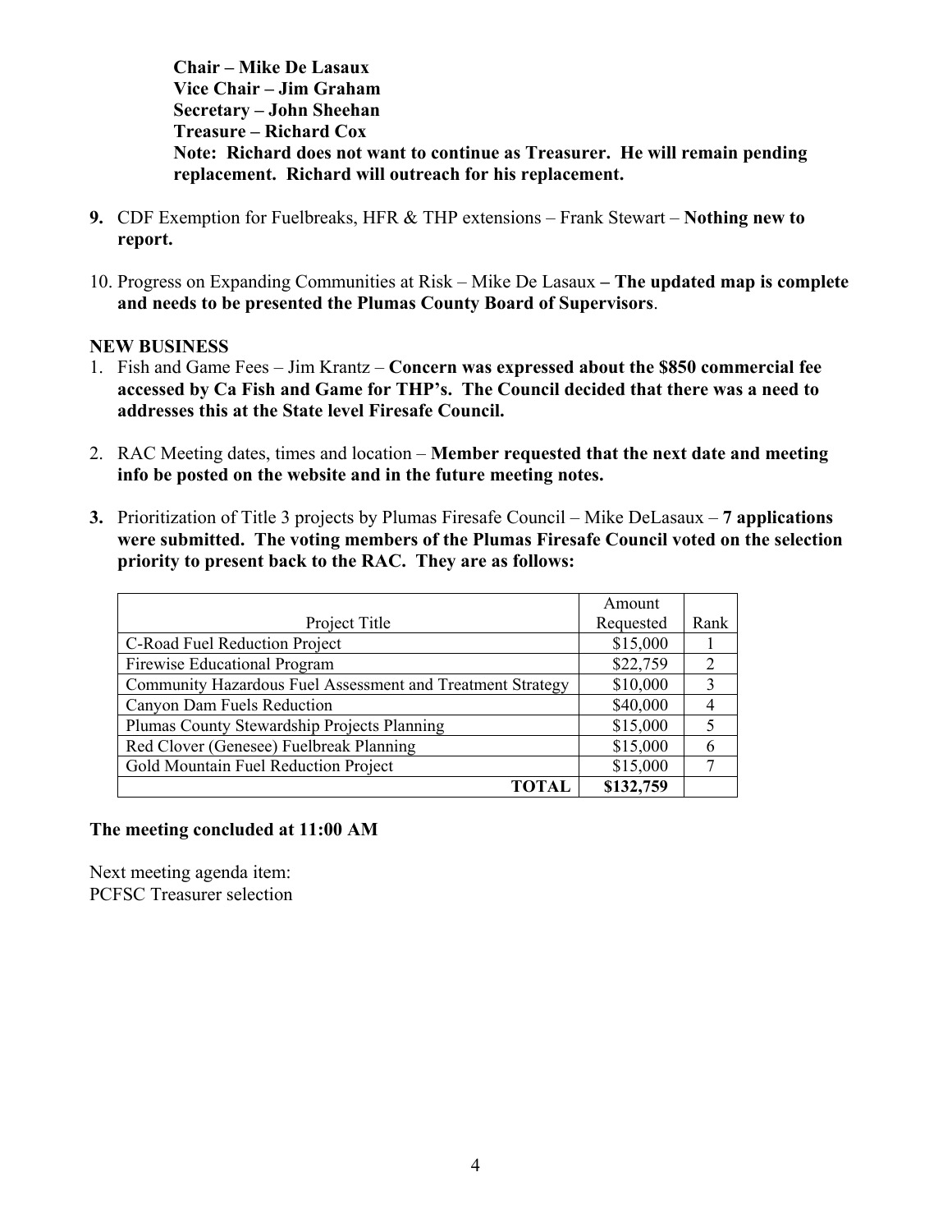**Chair – Mike De Lasaux**
**Vice Chair – Jim Graham**
**Secretary – John Sheehan**
**Treasure – Richard Cox**
**Note: Richard does not want to continue as Treasurer. He will remain pending replacement. Richard will outreach for his replacement.**

9. CDF Exemption for Fuelbreaks, HFR & THP extensions – Frank Stewart – **Nothing new to report.**

10. Progress on Expanding Communities at Risk – Mike De Lasaux **– The updated map is complete and needs to be presented the Plumas County Board of Supervisors**.

**NEW BUSINESS**

1. Fish and Game Fees – Jim Krantz – **Concern was expressed about the $850 commercial fee accessed by Ca Fish and Game for THP's. The Council decided that there was a need to addresses this at the State level Firesafe Council.**

2. RAC Meeting dates, times and location – **Member requested that the next date and meeting info be posted on the website and in the future meeting notes.**

3. Prioritization of Title 3 projects by Plumas Firesafe Council – Mike DeLasaux – **7 applications were submitted. The voting members of the Plumas Firesafe Council voted on the selection priority to present back to the RAC. They are as follows:**

| Project Title | Amount Requested | Rank |
|---|---|---|
| C-Road Fuel Reduction Project | $15,000 | 1 |
| Firewise Educational Program | $22,759 | 2 |
| Community Hazardous Fuel Assessment and Treatment Strategy | $10,000 | 3 |
| Canyon Dam Fuels Reduction | $40,000 | 4 |
| Plumas County Stewardship Projects Planning | $15,000 | 5 |
| Red Clover (Genesee) Fuelbreak Planning | $15,000 | 6 |
| Gold Mountain Fuel Reduction Project | $15,000 | 7 |
| **TOTAL** | **$132,759** | |

**The meeting concluded at 11:00 AM**

Next meeting agenda item:
PCFSC Treasurer selection